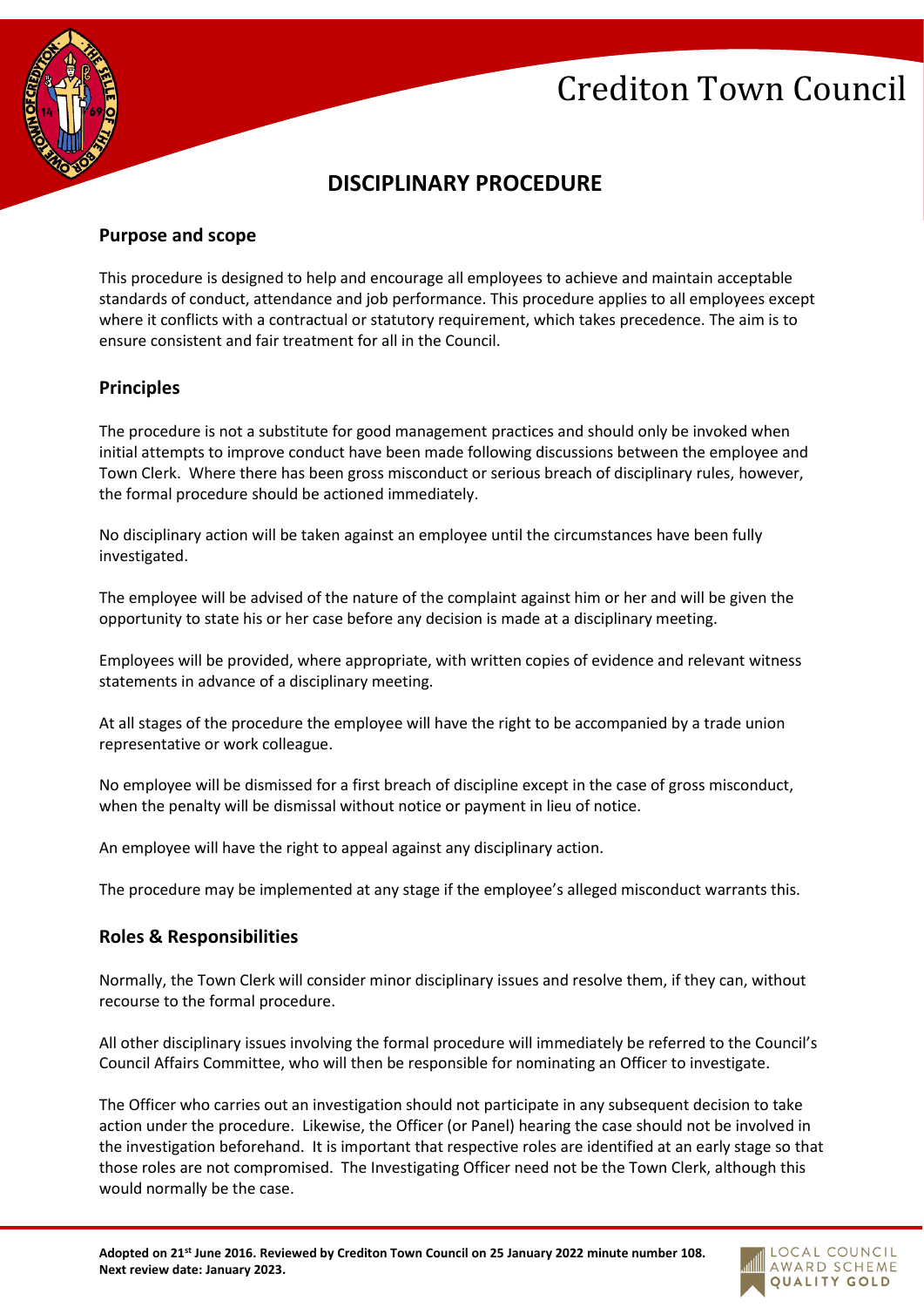# Crediton Town Council

## DISCIPLINARY PROCEDURE

### Purpose and scope

This procedure is designed to help and encourage all employees to achieve and maintain acceptable standards of conduct, attendance and job performance. This procedure applies to all employees except where it conflicts with a contractual or statutory requirement, which takes precedence. The aim is to ensure consistent and fair treatment for all in the Council.

### Principles

The procedure is not a substitute for good management practices and should only be invoked when initial attempts to improve conduct have been made following discussions between the employee and Town Clerk. Where there has been gross misconduct or serious breach of disciplinary rules, however, the formal procedure should be actioned immediately.

No disciplinary action will be taken against an employee until the circumstances have been fully investigated.

The employee will be advised of the nature of the complaint against him or her and will be given the opportunity to state his or her case before any decision is made at a disciplinary meeting.

Employees will be provided, where appropriate, with written copies of evidence and relevant witness statements in advance of a disciplinary meeting.

At all stages of the procedure the employee will have the right to be accompanied by a trade union representative or work colleague.

No employee will be dismissed for a first breach of discipline except in the case of gross misconduct, when the penalty will be dismissal without notice or payment in lieu of notice.

An employee will have the right to appeal against any disciplinary action.

The procedure may be implemented at any stage if the employee's alleged misconduct warrants this.

### Roles & Responsibilities

Normally, the Town Clerk will consider minor disciplinary issues and resolve them, if they can, without recourse to the formal procedure.

All other disciplinary issues involving the formal procedure will immediately be referred to the Council's Council Affairs Committee, who will then be responsible for nominating an Officer to investigate.

The Officer who carries out an investigation should not participate in any subsequent decision to take action under the procedure. Likewise, the Officer (or Panel) hearing the case should not be involved in the investigation beforehand. It is important that respective roles are identified at an early stage so that those roles are not compromised. The Investigating Officer need not be the Town Clerk, although this would normally be the case.

**Adopted on 21st June 2016. Reviewed by Crediton Town Council on 25 January 2022 minute number 108. Next review date: January 2023.**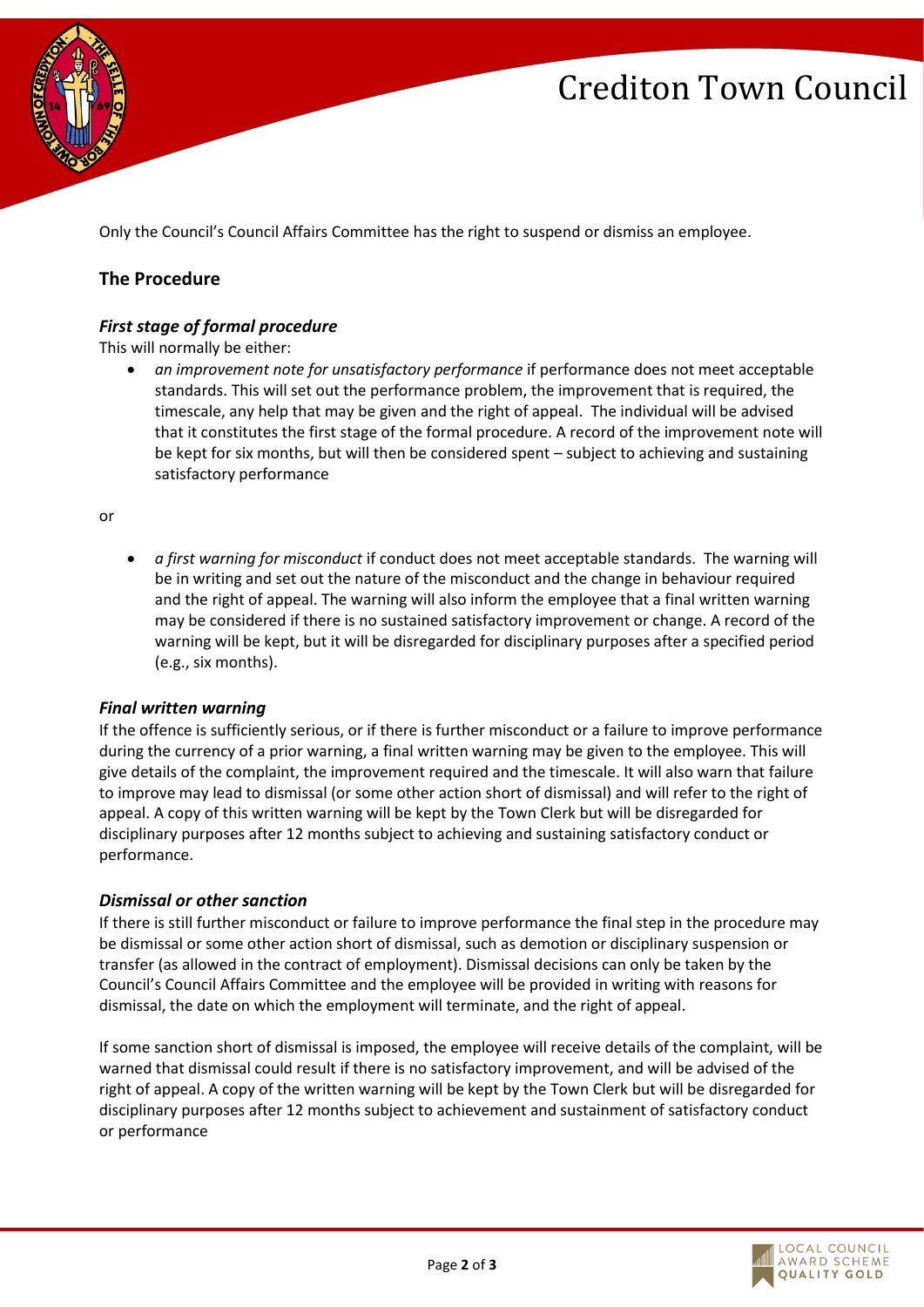Only the Council's Council Affairs Committee has the right to suspend or dismiss an employee.

## The Procedure

### *First stage of formal procedure*

This will normally be either:

- *an improvement note for unsatisfactory performance* if performance does not meet acceptable standards. This will set out the performance problem, the improvement that is required, the timescale, any help that may be given and the right of appeal. The individual will be advised that it constitutes the first stage of the formal procedure. A record of the improvement note will be kept for six months, but will then be considered spent – subject to achieving and sustaining satisfactory performance

or

- *a first warning for misconduct* if conduct does not meet acceptable standards. The warning will be in writing and set out the nature of the misconduct and the change in behaviour required and the right of appeal. The warning will also inform the employee that a final written warning may be considered if there is no sustained satisfactory improvement or change. A record of the warning will be kept, but it will be disregarded for disciplinary purposes after a specified period (e.g., six months).

### *Final written warning*

If the offence is sufficiently serious, or if there is further misconduct or a failure to improve performance during the currency of a prior warning, a final written warning may be given to the employee. This will give details of the complaint, the improvement required and the timescale. It will also warn that failure to improve may lead to dismissal (or some other action short of dismissal) and will refer to the right of appeal. A copy of this written warning will be kept by the Town Clerk but will be disregarded for disciplinary purposes after 12 months subject to achieving and sustaining satisfactory conduct or performance.

### *Dismissal or other sanction*

If there is still further misconduct or failure to improve performance the final step in the procedure may be dismissal or some other action short of dismissal, such as demotion or disciplinary suspension or transfer (as allowed in the contract of employment). Dismissal decisions can only be taken by the Council's Council Affairs Committee and the employee will be provided in writing with reasons for dismissal, the date on which the employment will terminate, and the right of appeal.

If some sanction short of dismissal is imposed, the employee will receive details of the complaint, will be warned that dismissal could result if there is no satisfactory improvement, and will be advised of the right of appeal. A copy of the written warning will be kept by the Town Clerk but will be disregarded for disciplinary purposes after 12 months subject to achievement and sustainment of satisfactory conduct or performance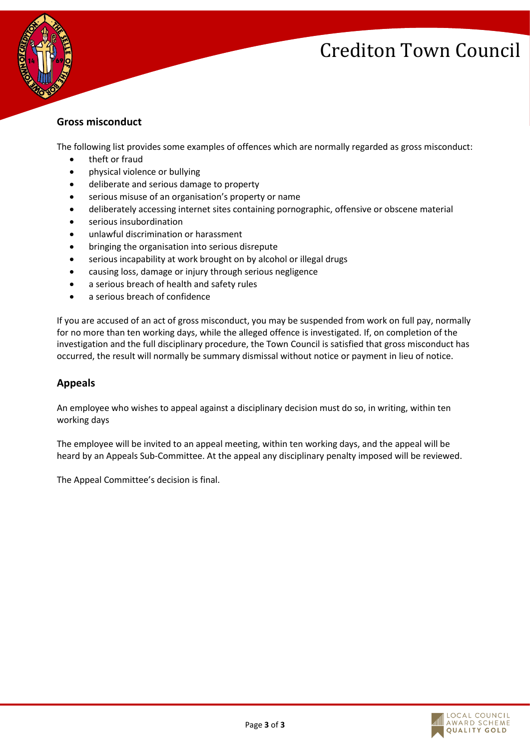## Gross misconduct

The following list provides some examples of offences which are normally regarded as gross misconduct:

- theft or fraud
- physical violence or bullying
- deliberate and serious damage to property
- serious misuse of an organisation's property or name
- deliberately accessing internet sites containing pornographic, offensive or obscene material
- serious insubordination
- unlawful discrimination or harassment
- bringing the organisation into serious disrepute
- serious incapability at work brought on by alcohol or illegal drugs
- causing loss, damage or injury through serious negligence
- a serious breach of health and safety rules
- a serious breach of confidence

If you are accused of an act of gross misconduct, you may be suspended from work on full pay, normally for no more than ten working days, while the alleged offence is investigated. If, on completion of the investigation and the full disciplinary procedure, the Town Council is satisfied that gross misconduct has occurred, the result will normally be summary dismissal without notice or payment in lieu of notice.

## Appeals

An employee who wishes to appeal against a disciplinary decision must do so, in writing, within ten working days

The employee will be invited to an appeal meeting, within ten working days, and the appeal will be heard by an Appeals Sub-Committee. At the appeal any disciplinary penalty imposed will be reviewed.

The Appeal Committee's decision is final.